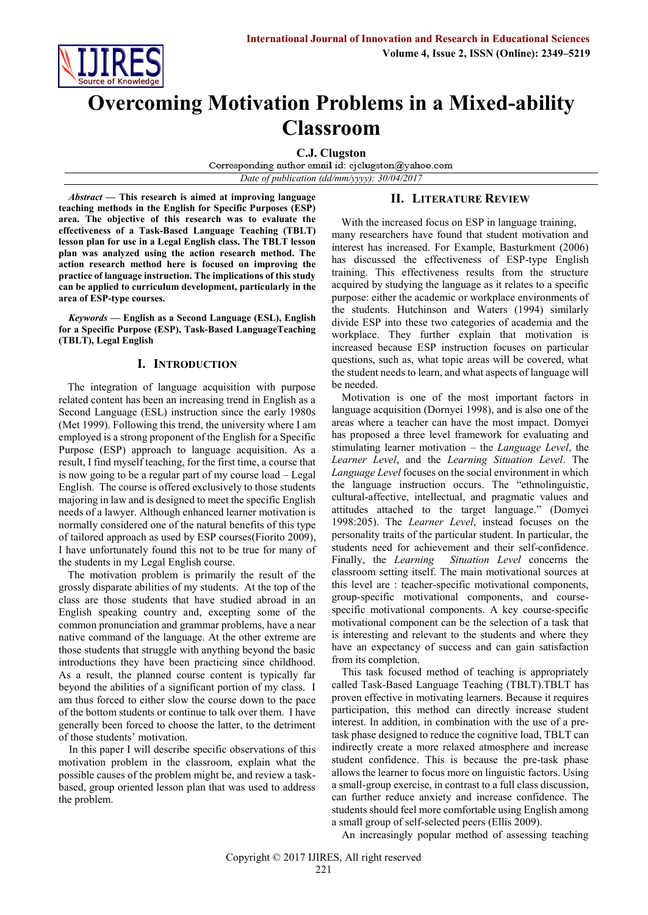# Overcoming Motivation Problems in a Mixed-ability Classroom

**C.J. Clugston**

Corresponding author email id: cjclugston@yahoo.com

*Date of publication (dd/mm/yyyy): 30/04/2017*

***Abstract* — This research is aimed at improving language teaching methods in the English for Specific Purposes (ESP) area. The objective of this research was to evaluate the effectiveness of a Task-Based Language Teaching (TBLT) lesson plan for use in a Legal English class. The TBLT lesson plan was analyzed using the action research method. The action research method here is focused on improving the practice of language instruction. The implications of this study can be applied to curriculum development, particularly in the area of ESP-type courses.**

***Keywords* — English as a Second Language (ESL), English for a Specific Purpose (ESP), Task-Based LanguageTeaching (TBLT), Legal English**

## I. Introduction

The integration of language acquisition with purpose related content has been an increasing trend in English as a Second Language (ESL) instruction since the early 1980s (Met 1999). Following this trend, the university where I am employed is a strong proponent of the English for a Specific Purpose (ESP) approach to language acquisition. As a result, I find myself teaching, for the first time, a course that is now going to be a regular part of my course load – Legal English. The course is offered exclusively to those students majoring in law and is designed to meet the specific English needs of a lawyer. Although enhanced learner motivation is normally considered one of the natural benefits of this type of tailored approach as used by ESP courses(Fiorito 2009), I have unfortunately found this not to be true for many of the students in my Legal English course.

The motivation problem is primarily the result of the grossly disparate abilities of my students. At the top of the class are those students that have studied abroad in an English speaking country and, excepting some of the common pronunciation and grammar problems, have a near native command of the language. At the other extreme are those students that struggle with anything beyond the basic introductions they have been practicing since childhood. As a result, the planned course content is typically far beyond the abilities of a significant portion of my class. I am thus forced to either slow the course down to the pace of the bottom students or continue to talk over them. I have generally been forced to choose the latter, to the detriment of those students' motivation.

In this paper I will describe specific observations of this motivation problem in the classroom, explain what the possible causes of the problem might be, and review a task-based, group oriented lesson plan that was used to address the problem.

## II. Literature Review

With the increased focus on ESP in language training, many researchers have found that student motivation and interest has increased. For Example, Basturkment (2006) has discussed the effectiveness of ESP-type English training. This effectiveness results from the structure acquired by studying the language as it relates to a specific purpose: either the academic or workplace environments of the students. Hutchinson and Waters (1994) similarly divide ESP into these two categories of academia and the workplace. They further explain that motivation is increased because ESP instruction focuses on particular questions, such as, what topic areas will be covered, what the student needs to learn, and what aspects of language will be needed.

Motivation is one of the most important factors in language acquisition (Dornyei 1998), and is also one of the areas where a teacher can have the most impact. Domyei has proposed a three level framework for evaluating and stimulating learner motivation – the *Language Level*, the *Learner Level*, and the *Learning Situation Level*. The *Language Level* focuses on the social environment in which the language instruction occurs. The "ethnolinguistic, cultural-affective, intellectual, and pragmatic values and attitudes attached to the target language." (Domyei 1998:205). The *Learner Level*, instead focuses on the personality traits of the particular student. In particular, the students need for achievement and their self-confidence. Finally, the *Learning Situation Level* concerns the classroom setting itself. The main motivational sources at this level are : teacher-specific motivational components, group-specific motivational components, and course-specific motivational components. A key course-specific motivational component can be the selection of a task that is interesting and relevant to the students and where they have an expectancy of success and can gain satisfaction from its completion.

This task focused method of teaching is appropriately called Task-Based Language Teaching (TBLT).TBLT has proven effective in motivating learners. Because it requires participation, this method can directly increase student interest. In addition, in combination with the use of a pre-task phase designed to reduce the cognitive load, TBLT can indirectly create a more relaxed atmosphere and increase student confidence. This is because the pre-task phase allows the learner to focus more on linguistic factors. Using a small-group exercise, in contrast to a full class discussion, can further reduce anxiety and increase confidence. The students should feel more comfortable using English among a small group of self-selected peers (Ellis 2009).

An increasingly popular method of assessing teaching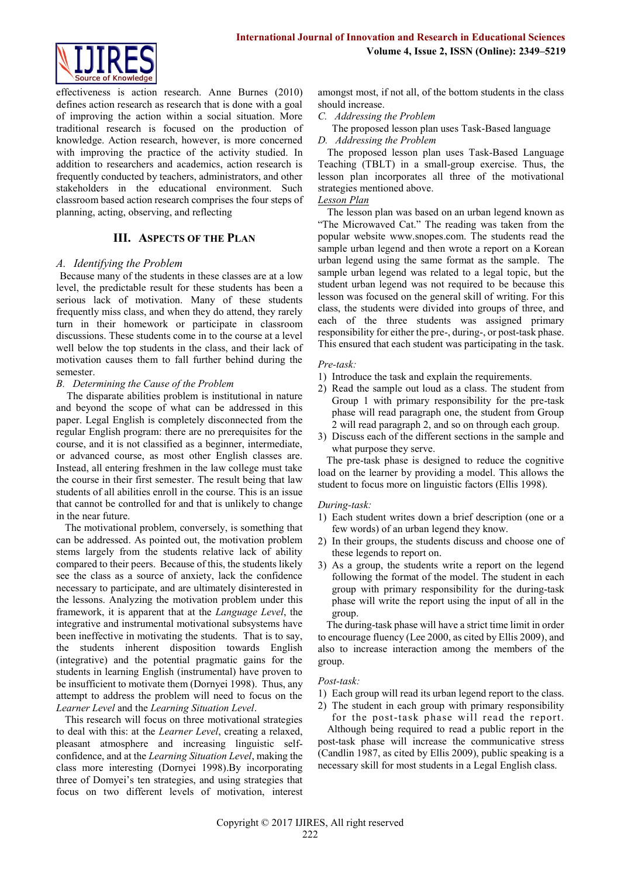effectiveness is action research. Anne Burnes (2010) defines action research as research that is done with a goal of improving the action within a social situation. More traditional research is focused on the production of knowledge. Action research, however, is more concerned with improving the practice of the activity studied. In addition to researchers and academics, action research is frequently conducted by teachers, administrators, and other stakeholders in the educational environment. Such classroom based action research comprises the four steps of planning, acting, observing, and reflecting

## III. Aspects of the Plan

### *A. Identifying the Problem*

Because many of the students in these classes are at a low level, the predictable result for these students has been a serious lack of motivation. Many of these students frequently miss class, and when they do attend, they rarely turn in their homework or participate in classroom discussions. These students come in to the course at a level well below the top students in the class, and their lack of motivation causes them to fall further behind during the semester.

### *B. Determining the Cause of the Problem*

The disparate abilities problem is institutional in nature and beyond the scope of what can be addressed in this paper. Legal English is completely disconnected from the regular English program: there are no prerequisites for the course, and it is not classified as a beginner, intermediate, or advanced course, as most other English classes are. Instead, all entering freshmen in the law college must take the course in their first semester. The result being that law students of all abilities enroll in the course. This is an issue that cannot be controlled for and that is unlikely to change in the near future.

The motivational problem, conversely, is something that can be addressed. As pointed out, the motivation problem stems largely from the students relative lack of ability compared to their peers. Because of this, the students likely see the class as a source of anxiety, lack the confidence necessary to participate, and are ultimately disinterested in the lessons. Analyzing the motivation problem under this framework, it is apparent that at the *Language Level*, the integrative and instrumental motivational subsystems have been ineffective in motivating the students. That is to say, the students inherent disposition towards English (integrative) and the potential pragmatic gains for the students in learning English (instrumental) have proven to be insufficient to motivate them (Dornyei 1998). Thus, any attempt to address the problem will need to focus on the *Learner Level* and the *Learning Situation Level*.

This research will focus on three motivational strategies to deal with this: at the *Learner Level*, creating a relaxed, pleasant atmosphere and increasing linguistic self-confidence, and at the *Learning Situation Level*, making the class more interesting (Dornyei 1998).By incorporating three of Domyei's ten strategies, and using strategies that focus on two different levels of motivation, interest amongst most, if not all, of the bottom students in the class should increase.

### *C. Addressing the Problem*

The proposed lesson plan uses Task-Based language

### *D. Addressing the Problem*

The proposed lesson plan uses Task-Based Language Teaching (TBLT) in a small-group exercise. Thus, the lesson plan incorporates all three of the motivational strategies mentioned above.

<u>Lesson Plan</u>

The lesson plan was based on an urban legend known as "The Microwaved Cat." The reading was taken from the popular website www.snopes.com. The students read the sample urban legend and then wrote a report on a Korean urban legend using the same format as the sample. The sample urban legend was related to a legal topic, but the student urban legend was not required to be because this lesson was focused on the general skill of writing. For this class, the students were divided into groups of three, and each of the three students was assigned primary responsibility for either the pre-, during-, or post-task phase. This ensured that each student was participating in the task.

*Pre-task:*

1) Introduce the task and explain the requirements.
2) Read the sample out loud as a class. The student from Group 1 with primary responsibility for the pre-task phase will read paragraph one, the student from Group 2 will read paragraph 2, and so on through each group.
3) Discuss each of the different sections in the sample and what purpose they serve.

The pre-task phase is designed to reduce the cognitive load on the learner by providing a model. This allows the student to focus more on linguistic factors (Ellis 1998).

*During-task:*

1) Each student writes down a brief description (one or a few words) of an urban legend they know.
2) In their groups, the students discuss and choose one of these legends to report on.
3) As a group, the students write a report on the legend following the format of the model. The student in each group with primary responsibility for the during-task phase will write the report using the input of all in the group.

The during-task phase will have a strict time limit in order to encourage fluency (Lee 2000, as cited by Ellis 2009), and also to increase interaction among the members of the group.

*Post-task:*

1) Each group will read its urban legend report to the class.
2) The student in each group with primary responsibility for the post-task phase will read the report.

Although being required to read a public report in the post-task phase will increase the communicative stress (Candlin 1987, as cited by Ellis 2009), public speaking is a necessary skill for most students in a Legal English class.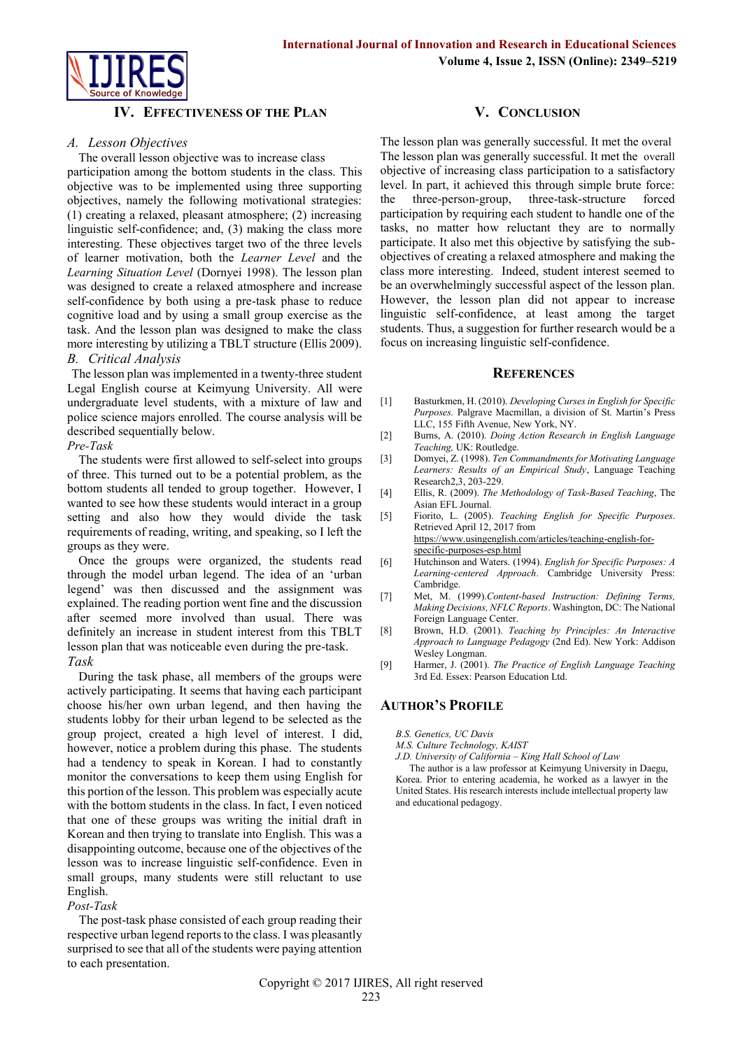## IV. Effectiveness of the Plan

### A. Lesson Objectives

The overall lesson objective was to increase class participation among the bottom students in the class. This objective was to be implemented using three supporting objectives, namely the following motivational strategies: (1) creating a relaxed, pleasant atmosphere; (2) increasing linguistic self-confidence; and, (3) making the class more interesting. These objectives target two of the three levels of learner motivation, both the *Learner Level* and the *Learning Situation Level* (Dornyei 1998). The lesson plan was designed to create a relaxed atmosphere and increase self-confidence by both using a pre-task phase to reduce cognitive load and by using a small group exercise as the task. And the lesson plan was designed to make the class more interesting by utilizing a TBLT structure (Ellis 2009).

### B. Critical Analysis

The lesson plan was implemented in a twenty-three student Legal English course at Keimyung University. All were undergraduate level students, with a mixture of law and police science majors enrolled. The course analysis will be described sequentially below.

*Pre-Task*

The students were first allowed to self-select into groups of three. This turned out to be a potential problem, as the bottom students all tended to group together. However, I wanted to see how these students would interact in a group setting and also how they would divide the task requirements of reading, writing, and speaking, so I left the groups as they were.

Once the groups were organized, the students read through the model urban legend. The idea of an 'urban legend' was then discussed and the assignment was explained. The reading portion went fine and the discussion after seemed more involved than usual. There was definitely an increase in student interest from this TBLT lesson plan that was noticeable even during the pre-task.

*Task*

During the task phase, all members of the groups were actively participating. It seems that having each participant choose his/her own urban legend, and then having the students lobby for their urban legend to be selected as the group project, created a high level of interest. I did, however, notice a problem during this phase. The students had a tendency to speak in Korean. I had to constantly monitor the conversations to keep them using English for this portion of the lesson. This problem was especially acute with the bottom students in the class. In fact, I even noticed that one of these groups was writing the initial draft in Korean and then trying to translate into English. This was a disappointing outcome, because one of the objectives of the lesson was to increase linguistic self-confidence. Even in small groups, many students were still reluctant to use English.

*Post-Task*

The post-task phase consisted of each group reading their respective urban legend reports to the class. I was pleasantly surprised to see that all of the students were paying attention to each presentation.

## V. Conclusion

The lesson plan was generally successful. It met the overal The lesson plan was generally successful. It met the overall objective of increasing class participation to a satisfactory level. In part, it achieved this through simple brute force: the three-person-group, three-task-structure forced participation by requiring each student to handle one of the tasks, no matter how reluctant they are to normally participate. It also met this objective by satisfying the sub-objectives of creating a relaxed atmosphere and making the class more interesting. Indeed, student interest seemed to be an overwhelmingly successful aspect of the lesson plan. However, the lesson plan did not appear to increase linguistic self-confidence, at least among the target students. Thus, a suggestion for further research would be a focus on increasing linguistic self-confidence.

## References

[1] Basturkmen, H. (2010). *Developing Curses in English for Specific Purposes.* Palgrave Macmillan, a division of St. Martin's Press LLC, 155 Fifth Avenue, New York, NY.

[2] Burns, A. (2010). *Doing Action Research in English Language Teaching,* UK: Routledge.

[3] Domyei, Z. (1998). *Ten Commandments for Motivating Language Learners: Results of an Empirical Study*, Language Teaching Research2,3, 203-229.

[4] Ellis, R. (2009). *The Methodology of Task-Based Teaching*, The Asian EFL Journal.

[5] Fiorito, L. (2005). *Teaching English for Specific Purposes*. Retrieved April 12, 2017 from https://www.usingenglish.com/articles/teaching-english-for-specific-purposes-esp.html

[6] Hutchinson and Waters. (1994). *English for Specific Purposes: A Learning-centered Approach*. Cambridge University Press: Cambridge.

[7] Met, M. (1999).*Content-based Instruction: Defining Terms, Making Decisions, NFLC Reports*. Washington, DC: The National Foreign Language Center.

[8] Brown, H.D. (2001). *Teaching by Principles: An Interactive Approach to Language Pedagogy* (2nd Ed). New York: Addison Wesley Longman.

[9] Harmer, J. (2001). *The Practice of English Language Teaching* 3rd Ed. Essex: Pearson Education Ltd.

## Author's Profile

*B.S. Genetics, UC Davis*
*M.S. Culture Technology, KAIST*
*J.D. University of California – King Hall School of Law*

The author is a law professor at Keimyung University in Daegu, Korea. Prior to entering academia, he worked as a lawyer in the United States. His research interests include intellectual property law and educational pedagogy.